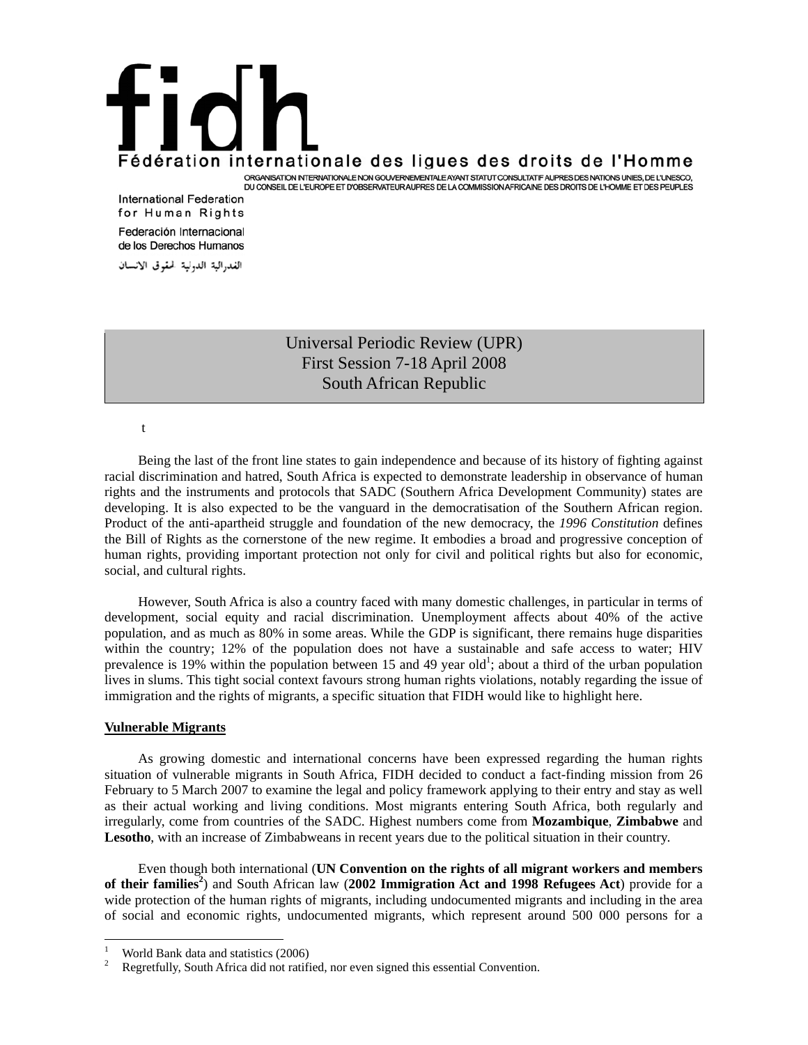# fidh

Fédération internationale des ligues des droits de l'Homme

ORGANISATION INTERNATIONALE NON GOUVERNEMENTALE AYANT STATUT CONSULTATIF AUPRES DES NATIONS UNIES, DE L'UNESCO, DU CONSEIL DE L'EUROPE ET D'OBSERVATEUR AUPRES DE LA COMMISSION AFRICAINE DES DROITS DE L'HOMME ET DES PEUPLES

International Federation for Human Rights

Federación Internacional de los Derechos Humanos

الفدرالية الدولية لحقوق الانسان

## Universal Periodic Review (UPR)
## First Session 7-18 April 2008
## South African Republic

t

Being the last of the front line states to gain independence and because of its history of fighting against racial discrimination and hatred, South Africa is expected to demonstrate leadership in observance of human rights and the instruments and protocols that SADC (Southern Africa Development Community) states are developing. It is also expected to be the vanguard in the democratisation of the Southern African region. Product of the anti-apartheid struggle and foundation of the new democracy, the *1996 Constitution* defines the Bill of Rights as the cornerstone of the new regime. It embodies a broad and progressive conception of human rights, providing important protection not only for civil and political rights but also for economic, social, and cultural rights.

However, South Africa is also a country faced with many domestic challenges, in particular in terms of development, social equity and racial discrimination. Unemployment affects about 40% of the active population, and as much as 80% in some areas. While the GDP is significant, there remains huge disparities within the country; 12% of the population does not have a sustainable and safe access to water; HIV prevalence is 19% within the population between 15 and 49 year old[1]; about a third of the urban population lives in slums. This tight social context favours strong human rights violations, notably regarding the issue of immigration and the rights of migrants, a specific situation that FIDH would like to highlight here.

**Vulnerable Migrants**

As growing domestic and international concerns have been expressed regarding the human rights situation of vulnerable migrants in South Africa, FIDH decided to conduct a fact-finding mission from 26 February to 5 March 2007 to examine the legal and policy framework applying to their entry and stay as well as their actual working and living conditions. Most migrants entering South Africa, both regularly and irregularly, come from countries of the SADC. Highest numbers come from **Mozambique**, **Zimbabwe** and **Lesotho**, with an increase of Zimbabweans in recent years due to the political situation in their country.

Even though both international (**UN Convention on the rights of all migrant workers and members of their families**[2]) and South African law (**2002 Immigration Act and 1998 Refugees Act**) provide for a wide protection of the human rights of migrants, including undocumented migrants and including in the area of social and economic rights, undocumented migrants, which represent around 500 000 persons for a

---

[1] World Bank data and statistics (2006)

[2] Regretfully, South Africa did not ratified, nor even signed this essential Convention.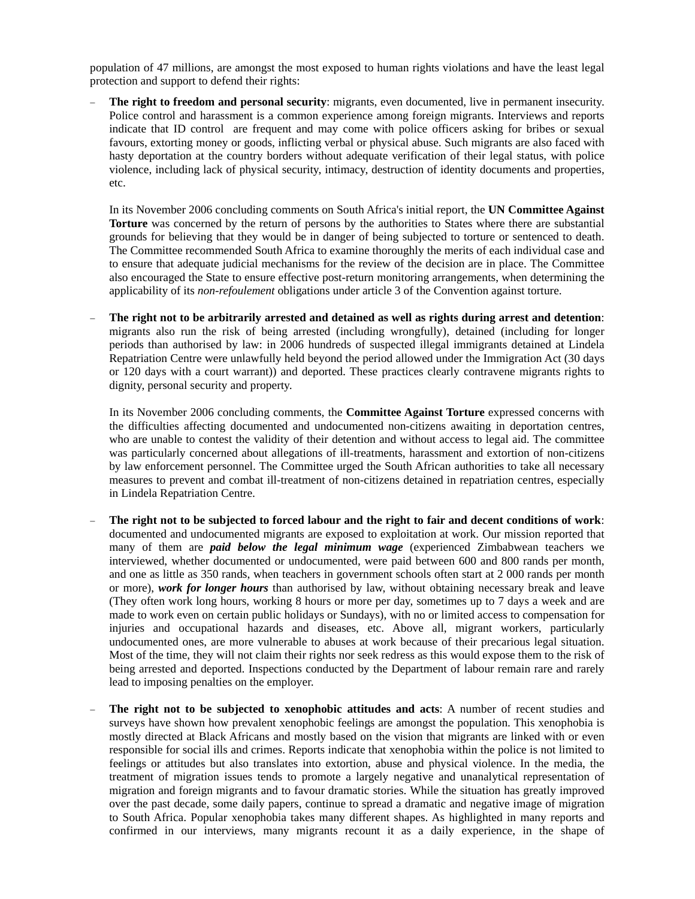population of 47 millions, are amongst the most exposed to human rights violations and have the least legal protection and support to defend their rights:

- **The right to freedom and personal security**: migrants, even documented, live in permanent insecurity. Police control and harassment is a common experience among foreign migrants. Interviews and reports indicate that ID control are frequent and may come with police officers asking for bribes or sexual favours, extorting money or goods, inflicting verbal or physical abuse. Such migrants are also faced with hasty deportation at the country borders without adequate verification of their legal status, with police violence, including lack of physical security, intimacy, destruction of identity documents and properties, etc.

  In its November 2006 concluding comments on South Africa's initial report, the **UN Committee Against Torture** was concerned by the return of persons by the authorities to States where there are substantial grounds for believing that they would be in danger of being subjected to torture or sentenced to death. The Committee recommended South Africa to examine thoroughly the merits of each individual case and to ensure that adequate judicial mechanisms for the review of the decision are in place. The Committee also encouraged the State to ensure effective post-return monitoring arrangements, when determining the applicability of its *non-refoulement* obligations under article 3 of the Convention against torture.

- **The right not to be arbitrarily arrested and detained as well as rights during arrest and detention**: migrants also run the risk of being arrested (including wrongfully), detained (including for longer periods than authorised by law: in 2006 hundreds of suspected illegal immigrants detained at Lindela Repatriation Centre were unlawfully held beyond the period allowed under the Immigration Act (30 days or 120 days with a court warrant)) and deported. These practices clearly contravene migrants rights to dignity, personal security and property.

  In its November 2006 concluding comments, the **Committee Against Torture** expressed concerns with the difficulties affecting documented and undocumented non-citizens awaiting in deportation centres, who are unable to contest the validity of their detention and without access to legal aid. The committee was particularly concerned about allegations of ill-treatments, harassment and extortion of non-citizens by law enforcement personnel. The Committee urged the South African authorities to take all necessary measures to prevent and combat ill-treatment of non-citizens detained in repatriation centres, especially in Lindela Repatriation Centre.

- **The right not to be subjected to forced labour and the right to fair and decent conditions of work**: documented and undocumented migrants are exposed to exploitation at work. Our mission reported that many of them are ***paid below the legal minimum wage*** (experienced Zimbabwean teachers we interviewed, whether documented or undocumented, were paid between 600 and 800 rands per month, and one as little as 350 rands, when teachers in government schools often start at 2 000 rands per month or more), ***work for longer hours*** than authorised by law, without obtaining necessary break and leave (They often work long hours, working 8 hours or more per day, sometimes up to 7 days a week and are made to work even on certain public holidays or Sundays), with no or limited access to compensation for injuries and occupational hazards and diseases, etc. Above all, migrant workers, particularly undocumented ones, are more vulnerable to abuses at work because of their precarious legal situation. Most of the time, they will not claim their rights nor seek redress as this would expose them to the risk of being arrested and deported. Inspections conducted by the Department of labour remain rare and rarely lead to imposing penalties on the employer.

- **The right not to be subjected to xenophobic attitudes and acts**: A number of recent studies and surveys have shown how prevalent xenophobic feelings are amongst the population. This xenophobia is mostly directed at Black Africans and mostly based on the vision that migrants are linked with or even responsible for social ills and crimes. Reports indicate that xenophobia within the police is not limited to feelings or attitudes but also translates into extortion, abuse and physical violence. In the media, the treatment of migration issues tends to promote a largely negative and unanalytical representation of migration and foreign migrants and to favour dramatic stories. While the situation has greatly improved over the past decade, some daily papers, continue to spread a dramatic and negative image of migration to South Africa. Popular xenophobia takes many different shapes. As highlighted in many reports and confirmed in our interviews, many migrants recount it as a daily experience, in the shape of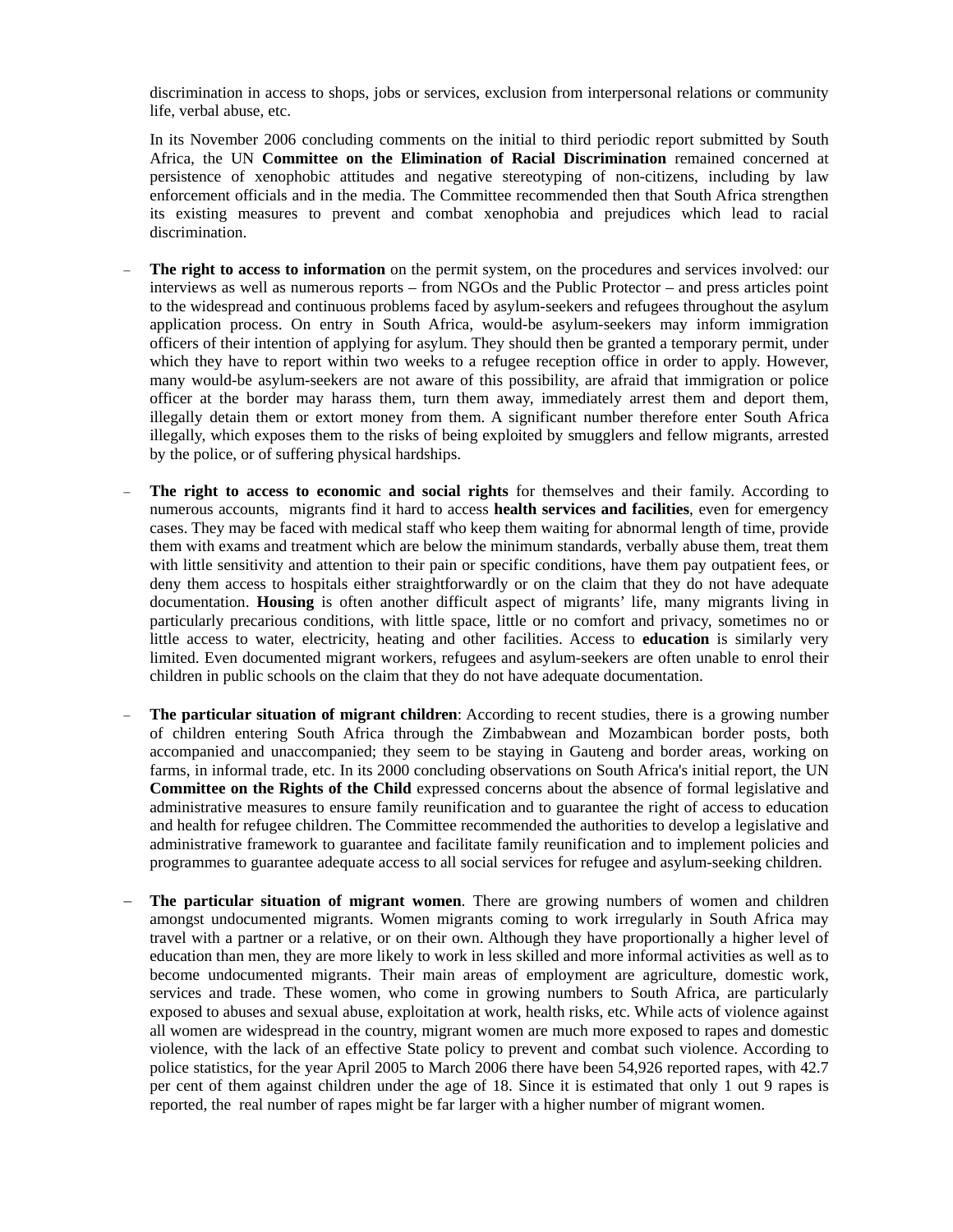discrimination in access to shops, jobs or services, exclusion from interpersonal relations or community life, verbal abuse, etc.

In its November 2006 concluding comments on the initial to third periodic report submitted by South Africa, the UN **Committee on the Elimination of Racial Discrimination** remained concerned at persistence of xenophobic attitudes and negative stereotyping of non-citizens, including by law enforcement officials and in the media. The Committee recommended then that South Africa strengthen its existing measures to prevent and combat xenophobia and prejudices which lead to racial discrimination.

- **The right to access to information** on the permit system, on the procedures and services involved: our interviews as well as numerous reports – from NGOs and the Public Protector – and press articles point to the widespread and continuous problems faced by asylum-seekers and refugees throughout the asylum application process. On entry in South Africa, would-be asylum-seekers may inform immigration officers of their intention of applying for asylum. They should then be granted a temporary permit, under which they have to report within two weeks to a refugee reception office in order to apply. However, many would-be asylum-seekers are not aware of this possibility, are afraid that immigration or police officer at the border may harass them, turn them away, immediately arrest them and deport them, illegally detain them or extort money from them. A significant number therefore enter South Africa illegally, which exposes them to the risks of being exploited by smugglers and fellow migrants, arrested by the police, or of suffering physical hardships.

- **The right to access to economic and social rights** for themselves and their family. According to numerous accounts, migrants find it hard to access **health services and facilities**, even for emergency cases. They may be faced with medical staff who keep them waiting for abnormal length of time, provide them with exams and treatment which are below the minimum standards, verbally abuse them, treat them with little sensitivity and attention to their pain or specific conditions, have them pay outpatient fees, or deny them access to hospitals either straightforwardly or on the claim that they do not have adequate documentation. **Housing** is often another difficult aspect of migrants' life, many migrants living in particularly precarious conditions, with little space, little or no comfort and privacy, sometimes no or little access to water, electricity, heating and other facilities. Access to **education** is similarly very limited. Even documented migrant workers, refugees and asylum-seekers are often unable to enrol their children in public schools on the claim that they do not have adequate documentation.

- **The particular situation of migrant children**: According to recent studies, there is a growing number of children entering South Africa through the Zimbabwean and Mozambican border posts, both accompanied and unaccompanied; they seem to be staying in Gauteng and border areas, working on farms, in informal trade, etc. In its 2000 concluding observations on South Africa's initial report, the UN **Committee on the Rights of the Child** expressed concerns about the absence of formal legislative and administrative measures to ensure family reunification and to guarantee the right of access to education and health for refugee children. The Committee recommended the authorities to develop a legislative and administrative framework to guarantee and facilitate family reunification and to implement policies and programmes to guarantee adequate access to all social services for refugee and asylum-seeking children.

- **The particular situation of migrant women**. There are growing numbers of women and children amongst undocumented migrants. Women migrants coming to work irregularly in South Africa may travel with a partner or a relative, or on their own. Although they have proportionally a higher level of education than men, they are more likely to work in less skilled and more informal activities as well as to become undocumented migrants. Their main areas of employment are agriculture, domestic work, services and trade. These women, who come in growing numbers to South Africa, are particularly exposed to abuses and sexual abuse, exploitation at work, health risks, etc. While acts of violence against all women are widespread in the country, migrant women are much more exposed to rapes and domestic violence, with the lack of an effective State policy to prevent and combat such violence. According to police statistics, for the year April 2005 to March 2006 there have been 54,926 reported rapes, with 42.7 per cent of them against children under the age of 18. Since it is estimated that only 1 out 9 rapes is reported, the real number of rapes might be far larger with a higher number of migrant women.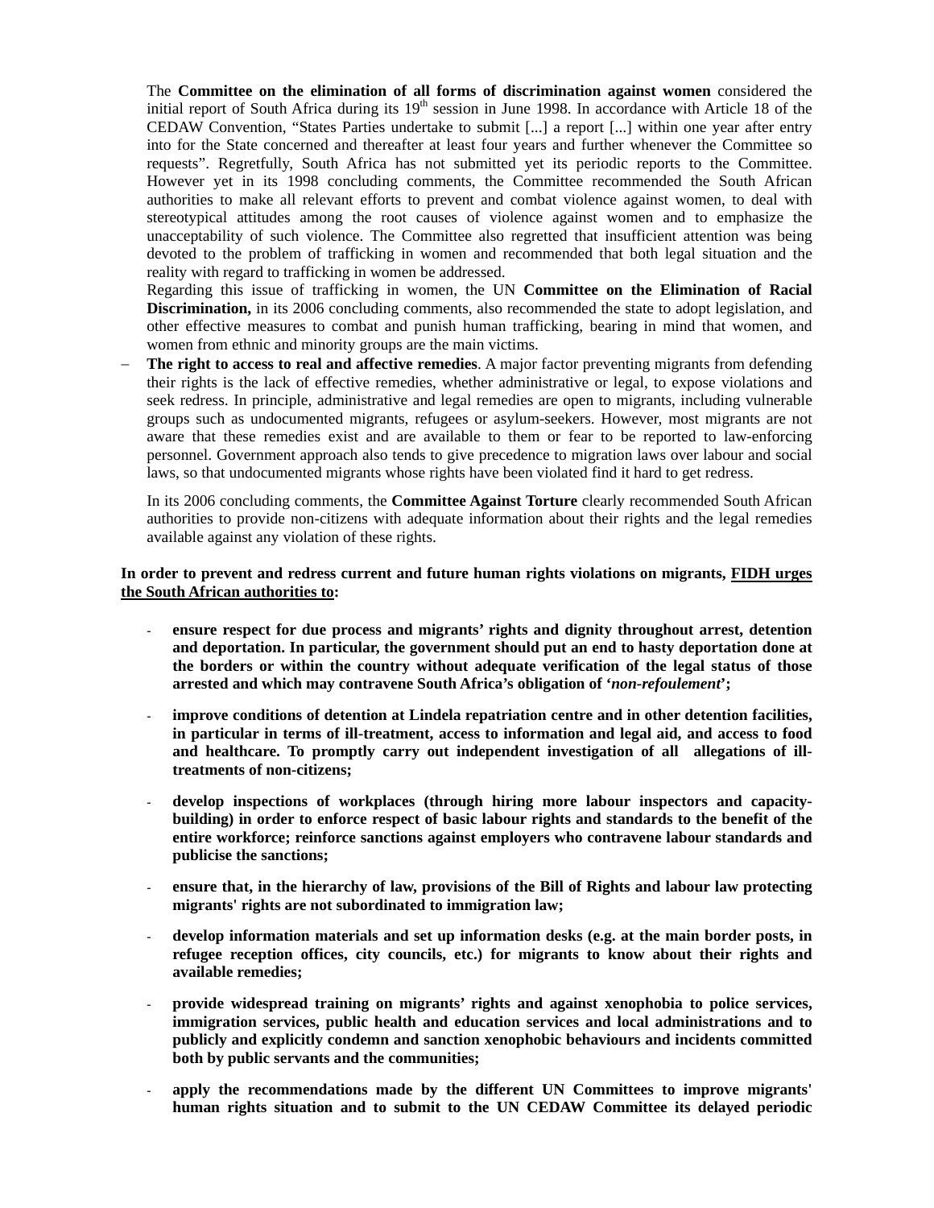The **Committee on the elimination of all forms of discrimination against women** considered the initial report of South Africa during its 19th session in June 1998. In accordance with Article 18 of the CEDAW Convention, "States Parties undertake to submit [...] a report [...] within one year after entry into for the State concerned and thereafter at least four years and further whenever the Committee so requests". Regretfully, South Africa has not submitted yet its periodic reports to the Committee. However yet in its 1998 concluding comments, the Committee recommended the South African authorities to make all relevant efforts to prevent and combat violence against women, to deal with stereotypical attitudes among the root causes of violence against women and to emphasize the unacceptability of such violence. The Committee also regretted that insufficient attention was being devoted to the problem of trafficking in women and recommended that both legal situation and the reality with regard to trafficking in women be addressed.

Regarding this issue of trafficking in women, the UN **Committee on the Elimination of Racial Discrimination,** in its 2006 concluding comments, also recommended the state to adopt legislation, and other effective measures to combat and punish human trafficking, bearing in mind that women, and women from ethnic and minority groups are the main victims.

– **The right to access to real and affective remedies**. A major factor preventing migrants from defending their rights is the lack of effective remedies, whether administrative or legal, to expose violations and seek redress. In principle, administrative and legal remedies are open to migrants, including vulnerable groups such as undocumented migrants, refugees or asylum-seekers. However, most migrants are not aware that these remedies exist and are available to them or fear to be reported to law-enforcing personnel. Government approach also tends to give precedence to migration laws over labour and social laws, so that undocumented migrants whose rights have been violated find it hard to get redress.

  In its 2006 concluding comments, the **Committee Against Torture** clearly recommended South African authorities to provide non-citizens with adequate information about their rights and the legal remedies available against any violation of these rights.

**In order to prevent and redress current and future human rights violations on migrants, <u>FIDH urges the South African authorities to</u>:**

- **ensure respect for due process and migrants' rights and dignity throughout arrest, detention and deportation. In particular, the government should put an end to hasty deportation done at the borders or within the country without adequate verification of the legal status of those arrested and which may contravene South Africa's obligation of '*non-refoulement*';**

- **improve conditions of detention at Lindela repatriation centre and in other detention facilities, in particular in terms of ill-treatment, access to information and legal aid, and access to food and healthcare. To promptly carry out independent investigation of all allegations of ill-treatments of non-citizens;**

- **develop inspections of workplaces (through hiring more labour inspectors and capacity-building) in order to enforce respect of basic labour rights and standards to the benefit of the entire workforce; reinforce sanctions against employers who contravene labour standards and publicise the sanctions;**

- **ensure that, in the hierarchy of law, provisions of the Bill of Rights and labour law protecting migrants' rights are not subordinated to immigration law;**

- **develop information materials and set up information desks (e.g. at the main border posts, in refugee reception offices, city councils, etc.) for migrants to know about their rights and available remedies;**

- **provide widespread training on migrants' rights and against xenophobia to police services, immigration services, public health and education services and local administrations and to publicly and explicitly condemn and sanction xenophobic behaviours and incidents committed both by public servants and the communities;**

- **apply the recommendations made by the different UN Committees to improve migrants' human rights situation and to submit to the UN CEDAW Committee its delayed periodic**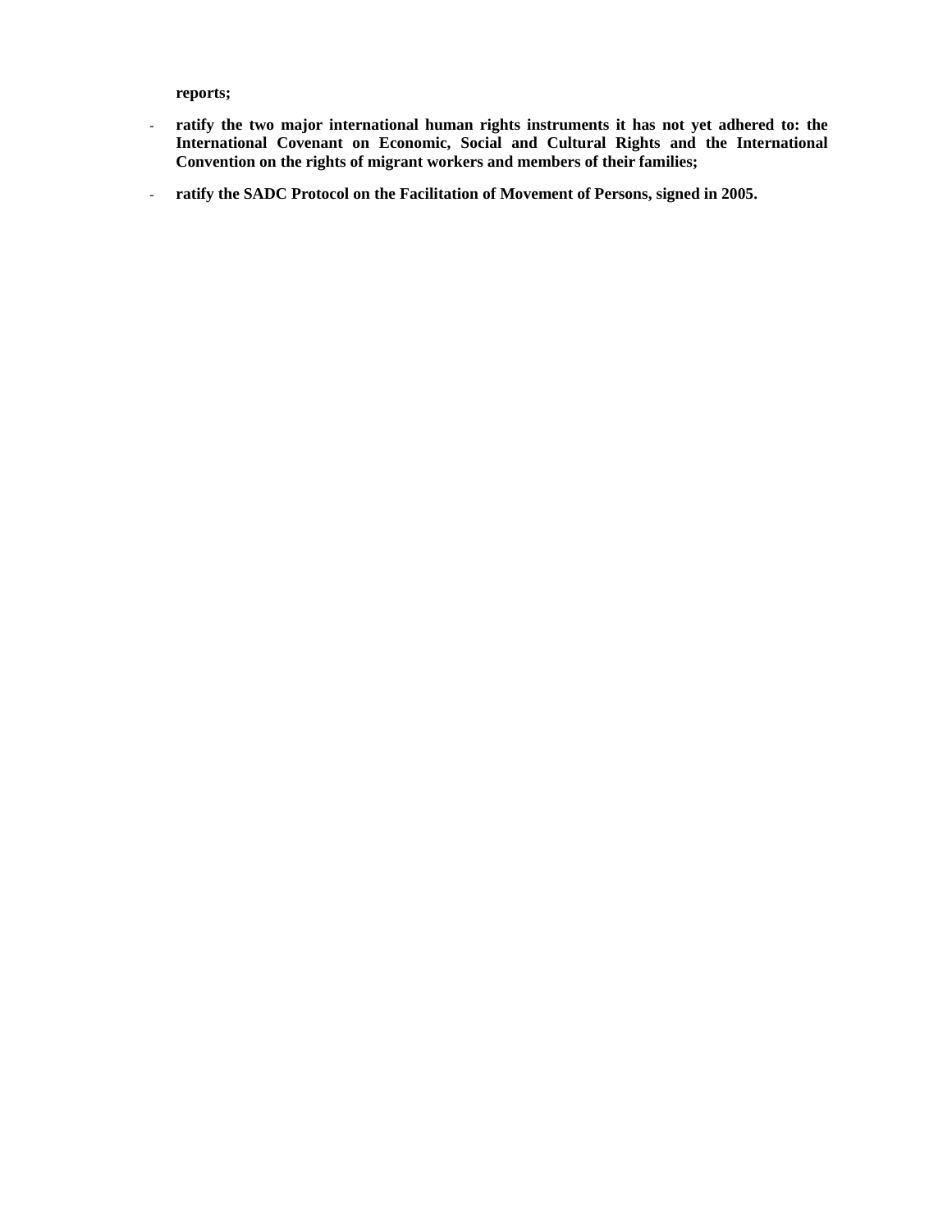**reports;**

- **ratify the two major international human rights instruments it has not yet adhered to: the International Covenant on Economic, Social and Cultural Rights and the International Convention on the rights of migrant workers and members of their families;**

- **ratify the SADC Protocol on the Facilitation of Movement of Persons, signed in 2005.**